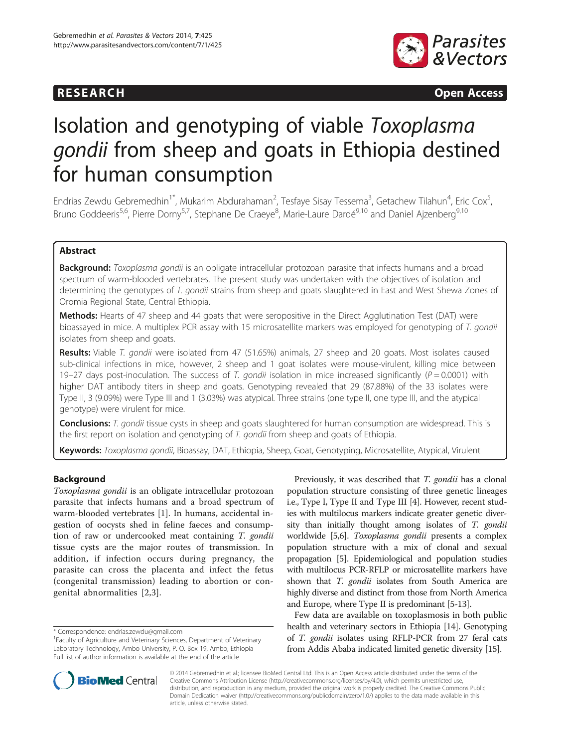RESEARCH Open Access

# Isolation and genotyping of viable *Toxoplasma gondii* from sheep and goats in Ethiopia destined for human consumption

Endrias Zewdu Gebremedhin[1*], Mukarim Abdurahaman[2], Tesfaye Sisay Tessema[3], Getachew Tilahun[4], Eric Cox[5], Bruno Goddeeris[5,6], Pierre Dorny[5,7], Stephane De Craeye[8], Marie-Laure Dardé[9,10] and Daniel Ajzenberg[9,10]

## Abstract

**Background:** *Toxoplasma gondii* is an obligate intracellular protozoan parasite that infects humans and a broad spectrum of warm-blooded vertebrates. The present study was undertaken with the objectives of isolation and determining the genotypes of *T. gondii* strains from sheep and goats slaughtered in East and West Shewa Zones of Oromia Regional State, Central Ethiopia.

**Methods:** Hearts of 47 sheep and 44 goats that were seropositive in the Direct Agglutination Test (DAT) were bioassayed in mice. A multiplex PCR assay with 15 microsatellite markers was employed for genotyping of *T. gondii* isolates from sheep and goats.

**Results:** Viable *T. gondii* were isolated from 47 (51.65%) animals, 27 sheep and 20 goats. Most isolates caused sub-clinical infections in mice, however, 2 sheep and 1 goat isolates were mouse-virulent, killing mice between 19–27 days post-inoculation. The success of *T. gondii* isolation in mice increased significantly ($P = 0.0001$) with higher DAT antibody titers in sheep and goats. Genotyping revealed that 29 (87.88%) of the 33 isolates were Type II, 3 (9.09%) were Type III and 1 (3.03%) was atypical. Three strains (one type II, one type III, and the atypical genotype) were virulent for mice.

**Conclusions:** *T. gondii* tissue cysts in sheep and goats slaughtered for human consumption are widespread. This is the first report on isolation and genotyping of *T. gondii* from sheep and goats of Ethiopia.

**Keywords:** *Toxoplasma gondii*, Bioassay, DAT, Ethiopia, Sheep, Goat, Genotyping, Microsatellite, Atypical, Virulent

## Background

*Toxoplasma gondii* is an obligate intracellular protozoan parasite that infects humans and a broad spectrum of warm-blooded vertebrates [1]. In humans, accidental ingestion of oocysts shed in feline faeces and consumption of raw or undercooked meat containing *T. gondii* tissue cysts are the major routes of transmission. In addition, if infection occurs during pregnancy, the parasite can cross the placenta and infect the fetus (congenital transmission) leading to abortion or congenital abnormalities [2,3].

Previously, it was described that *T. gondii* has a clonal population structure consisting of three genetic lineages i.e., Type I, Type II and Type III [4]. However, recent studies with multilocus markers indicate greater genetic diversity than initially thought among isolates of *T. gondii* worldwide [5,6]. *Toxoplasma gondii* presents a complex population structure with a mix of clonal and sexual propagation [5]. Epidemiological and population studies with multilocus PCR-RFLP or microsatellite markers have shown that *T. gondii* isolates from South America are highly diverse and distinct from those from North America and Europe, where Type II is predominant [5-13].

Few data are available on toxoplasmosis in both public health and veterinary sectors in Ethiopia [14]. Genotyping of *T. gondii* isolates using RFLP-PCR from 27 feral cats from Addis Ababa indicated limited genetic diversity [15].

* Correspondence: endrias.zewdu@gmail.com
[1]Faculty of Agriculture and Veterinary Sciences, Department of Veterinary Laboratory Technology, Ambo University, P. O. Box 19, Ambo, Ethiopia
Full list of author information is available at the end of the article

© 2014 Gebremedhin et al.; licensee BioMed Central Ltd. This is an Open Access article distributed under the terms of the Creative Commons Attribution License (http://creativecommons.org/licenses/by/4.0), which permits unrestricted use, distribution, and reproduction in any medium, provided the original work is properly credited. The Creative Commons Public Domain Dedication waiver (http://creativecommons.org/publicdomain/zero/1.0/) applies to the data made available in this article, unless otherwise stated.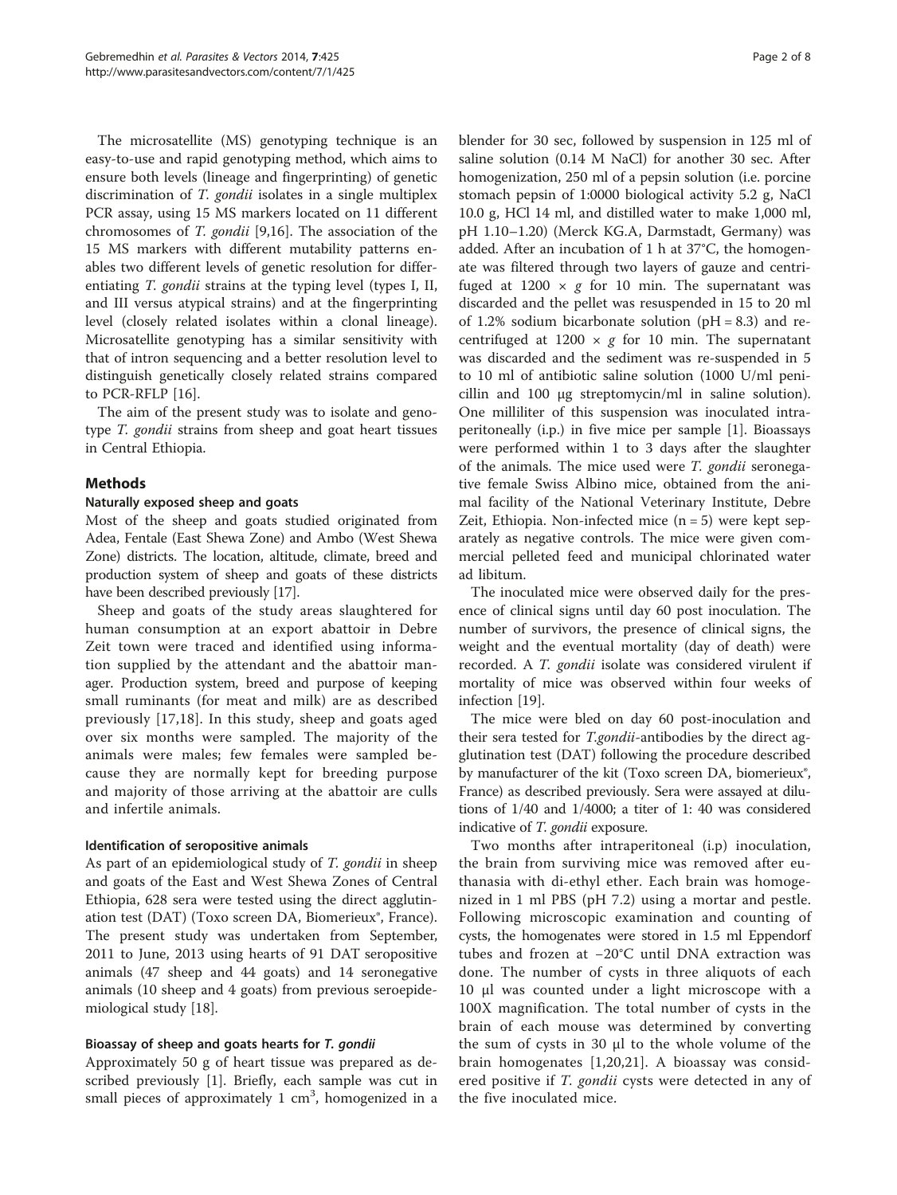The microsatellite (MS) genotyping technique is an easy-to-use and rapid genotyping method, which aims to ensure both levels (lineage and fingerprinting) of genetic discrimination of *T. gondii* isolates in a single multiplex PCR assay, using 15 MS markers located on 11 different chromosomes of *T. gondii* [9,16]. The association of the 15 MS markers with different mutability patterns enables two different levels of genetic resolution for differentiating *T. gondii* strains at the typing level (types I, II, and III versus atypical strains) and at the fingerprinting level (closely related isolates within a clonal lineage). Microsatellite genotyping has a similar sensitivity with that of intron sequencing and a better resolution level to distinguish genetically closely related strains compared to PCR-RFLP [16].

The aim of the present study was to isolate and genotype *T. gondii* strains from sheep and goat heart tissues in Central Ethiopia.

## Methods

### Naturally exposed sheep and goats

Most of the sheep and goats studied originated from Adea, Fentale (East Shewa Zone) and Ambo (West Shewa Zone) districts. The location, altitude, climate, breed and production system of sheep and goats of these districts have been described previously [17].

Sheep and goats of the study areas slaughtered for human consumption at an export abattoir in Debre Zeit town were traced and identified using information supplied by the attendant and the abattoir manager. Production system, breed and purpose of keeping small ruminants (for meat and milk) are as described previously [17,18]. In this study, sheep and goats aged over six months were sampled. The majority of the animals were males; few females were sampled because they are normally kept for breeding purpose and majority of those arriving at the abattoir are culls and infertile animals.

### Identification of seropositive animals

As part of an epidemiological study of *T. gondii* in sheep and goats of the East and West Shewa Zones of Central Ethiopia, 628 sera were tested using the direct agglutination test (DAT) (Toxo screen DA, Biomerieux®, France). The present study was undertaken from September, 2011 to June, 2013 using hearts of 91 DAT seropositive animals (47 sheep and 44 goats) and 14 seronegative animals (10 sheep and 4 goats) from previous seroepidemiological study [18].

### Bioassay of sheep and goats hearts for *T. gondii*

Approximately 50 g of heart tissue was prepared as described previously [1]. Briefly, each sample was cut in small pieces of approximately 1 cm$^3$, homogenized in a blender for 30 sec, followed by suspension in 125 ml of saline solution (0.14 M NaCl) for another 30 sec. After homogenization, 250 ml of a pepsin solution (i.e. porcine stomach pepsin of 1:0000 biological activity 5.2 g, NaCl 10.0 g, HCl 14 ml, and distilled water to make 1,000 ml, pH 1.10–1.20) (Merck KG.A, Darmstadt, Germany) was added. After an incubation of 1 h at 37°C, the homogenate was filtered through two layers of gauze and centrifuged at 1200 × *g* for 10 min. The supernatant was discarded and the pellet was resuspended in 15 to 20 ml of 1.2% sodium bicarbonate solution (pH = 8.3) and recentrifuged at 1200 × *g* for 10 min. The supernatant was discarded and the sediment was re-suspended in 5 to 10 ml of antibiotic saline solution (1000 U/ml penicillin and 100 μg streptomycin/ml in saline solution). One milliliter of this suspension was inoculated intraperitoneally (i.p.) in five mice per sample [1]. Bioassays were performed within 1 to 3 days after the slaughter of the animals. The mice used were *T. gondii* seronegative female Swiss Albino mice, obtained from the animal facility of the National Veterinary Institute, Debre Zeit, Ethiopia. Non-infected mice (n = 5) were kept separately as negative controls. The mice were given commercial pelleted feed and municipal chlorinated water ad libitum.

The inoculated mice were observed daily for the presence of clinical signs until day 60 post inoculation. The number of survivors, the presence of clinical signs, the weight and the eventual mortality (day of death) were recorded. A *T. gondii* isolate was considered virulent if mortality of mice was observed within four weeks of infection [19].

The mice were bled on day 60 post-inoculation and their sera tested for *T.gondii*-antibodies by the direct agglutination test (DAT) following the procedure described by manufacturer of the kit (Toxo screen DA, biomerieux®, France) as described previously. Sera were assayed at dilutions of 1/40 and 1/4000; a titer of 1: 40 was considered indicative of *T. gondii* exposure.

Two months after intraperitoneal (i.p) inoculation, the brain from surviving mice was removed after euthanasia with di-ethyl ether. Each brain was homogenized in 1 ml PBS (pH 7.2) using a mortar and pestle. Following microscopic examination and counting of cysts, the homogenates were stored in 1.5 ml Eppendorf tubes and frozen at −20°C until DNA extraction was done. The number of cysts in three aliquots of each 10 μl was counted under a light microscope with a 100X magnification. The total number of cysts in the brain of each mouse was determined by converting the sum of cysts in 30 μl to the whole volume of the brain homogenates [1,20,21]. A bioassay was considered positive if *T. gondii* cysts were detected in any of the five inoculated mice.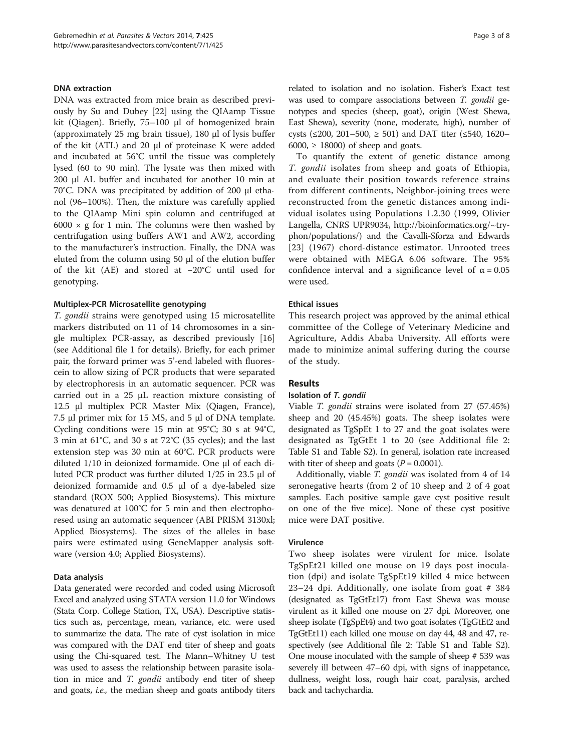### DNA extraction

DNA was extracted from mice brain as described previously by Su and Dubey [22] using the QIAamp Tissue kit (Qiagen). Briefly, 75–100 μl of homogenized brain (approximately 25 mg brain tissue), 180 μl of lysis buffer of the kit (ATL) and 20 μl of proteinase K were added and incubated at 56°C until the tissue was completely lysed (60 to 90 min). The lysate was then mixed with 200 μl AL buffer and incubated for another 10 min at 70°C. DNA was precipitated by addition of 200 μl ethanol (96–100%). Then, the mixture was carefully applied to the QIAamp Mini spin column and centrifuged at 6000 × g for 1 min. The columns were then washed by centrifugation using buffers AW1 and AW2, according to the manufacturer's instruction. Finally, the DNA was eluted from the column using 50 μl of the elution buffer of the kit (AE) and stored at −20°C until used for genotyping.

### Multiplex-PCR Microsatellite genotyping

*T. gondii* strains were genotyped using 15 microsatellite markers distributed on 11 of 14 chromosomes in a single multiplex PCR-assay, as described previously [16] (see Additional file 1 for details). Briefly, for each primer pair, the forward primer was 5'-end labeled with fluorescein to allow sizing of PCR products that were separated by electrophoresis in an automatic sequencer. PCR was carried out in a 25 μL reaction mixture consisting of 12.5 μl multiplex PCR Master Mix (Qiagen, France), 7.5 μl primer mix for 15 MS, and 5 μl of DNA template. Cycling conditions were 15 min at 95°C; 30 s at 94°C, 3 min at 61°C, and 30 s at 72°C (35 cycles); and the last extension step was 30 min at 60°C. PCR products were diluted 1/10 in deionized formamide. One μl of each diluted PCR product was further diluted 1/25 in 23.5 μl of deionized formamide and 0.5 μl of a dye-labeled size standard (ROX 500; Applied Biosystems). This mixture was denatured at 100°C for 5 min and then electrophoresed using an automatic sequencer (ABI PRISM 3130xl; Applied Biosystems). The sizes of the alleles in base pairs were estimated using GeneMapper analysis software (version 4.0; Applied Biosystems).

### Data analysis

Data generated were recorded and coded using Microsoft Excel and analyzed using STATA version 11.0 for Windows (Stata Corp. College Station, TX, USA). Descriptive statistics such as, percentage, mean, variance, etc. were used to summarize the data. The rate of cyst isolation in mice was compared with the DAT end titer of sheep and goats using the Chi-squared test. The Mann–Whitney U test was used to assess the relationship between parasite isolation in mice and *T. gondii* antibody end titer of sheep and goats, *i.e.,* the median sheep and goats antibody titers related to isolation and no isolation. Fisher's Exact test was used to compare associations between *T. gondii* genotypes and species (sheep, goat), origin (West Shewa, East Shewa), severity (none, moderate, high), number of cysts (≤200, 201–500, ≥ 501) and DAT titer (≤540, 1620–6000, ≥ 18000) of sheep and goats.

To quantify the extent of genetic distance among *T. gondii* isolates from sheep and goats of Ethiopia, and evaluate their position towards reference strains from different continents, Neighbor-joining trees were reconstructed from the genetic distances among individual isolates using Populations 1.2.30 (1999, Olivier Langella, CNRS UPR9034, http://bioinformatics.org/~tryphon/populations/) and the Cavalli-Sforza and Edwards [23] (1967) chord-distance estimator. Unrooted trees were obtained with MEGA 6.06 software. The 95% confidence interval and a significance level of $\alpha = 0.05$ were used.

### Ethical issues

This research project was approved by the animal ethical committee of the College of Veterinary Medicine and Agriculture, Addis Ababa University. All efforts were made to minimize animal suffering during the course of the study.

## Results

### Isolation of *T. gondii*

Viable *T. gondii* strains were isolated from 27 (57.45%) sheep and 20 (45.45%) goats. The sheep isolates were designated as TgSpEt 1 to 27 and the goat isolates were designated as TgGtEt 1 to 20 (see Additional file 2: Table S1 and Table S2). In general, isolation rate increased with titer of sheep and goats ($P = 0.0001$).

Additionally, viable *T. gondii* was isolated from 4 of 14 seronegative hearts (from 2 of 10 sheep and 2 of 4 goat samples. Each positive sample gave cyst positive result on one of the five mice). None of these cyst positive mice were DAT positive.

### Virulence

Two sheep isolates were virulent for mice. Isolate TgSpEt21 killed one mouse on 19 days post inoculation (dpi) and isolate TgSpEt19 killed 4 mice between 23–24 dpi. Additionally, one isolate from goat # 384 (designated as TgGtEt17) from East Shewa was mouse virulent as it killed one mouse on 27 dpi. Moreover, one sheep isolate (TgSpEt4) and two goat isolates (TgGtEt2 and TgGtEt11) each killed one mouse on day 44, 48 and 47, respectively (see Additional file 2: Table S1 and Table S2). One mouse inoculated with the sample of sheep # 539 was severely ill between 47–60 dpi, with signs of inappetance, dullness, weight loss, rough hair coat, paralysis, arched back and tachychardia.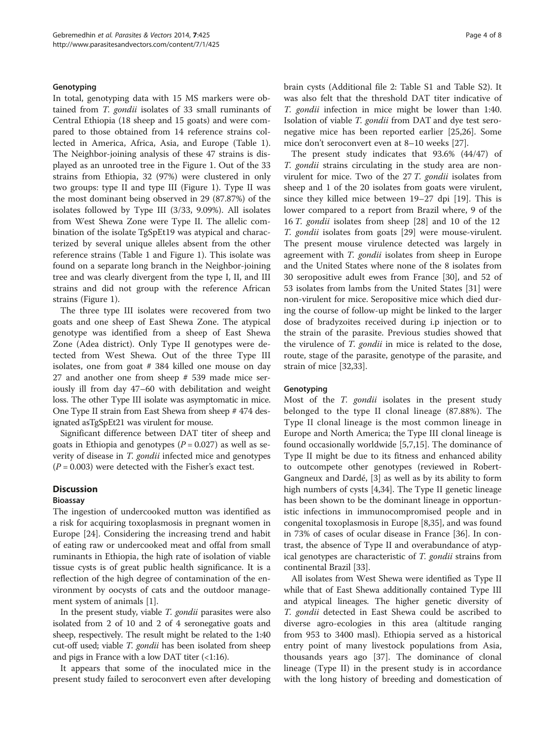### Genotyping

In total, genotyping data with 15 MS markers were obtained from *T. gondii* isolates of 33 small ruminants of Central Ethiopia (18 sheep and 15 goats) and were compared to those obtained from 14 reference strains collected in America, Africa, Asia, and Europe (Table 1). The Neighbor-joining analysis of these 47 strains is displayed as an unrooted tree in the Figure 1. Out of the 33 strains from Ethiopia, 32 (97%) were clustered in only two groups: type II and type III (Figure 1). Type II was the most dominant being observed in 29 (87.87%) of the isolates followed by Type III (3/33, 9.09%). All isolates from West Shewa Zone were Type II. The allelic combination of the isolate TgSpEt19 was atypical and characterized by several unique alleles absent from the other reference strains (Table 1 and Figure 1). This isolate was found on a separate long branch in the Neighbor-joining tree and was clearly divergent from the type I, II, and III strains and did not group with the reference African strains (Figure 1).

The three type III isolates were recovered from two goats and one sheep of East Shewa Zone. The atypical genotype was identified from a sheep of East Shewa Zone (Adea district). Only Type II genotypes were detected from West Shewa. Out of the three Type III isolates, one from goat # 384 killed one mouse on day 27 and another one from sheep # 539 made mice seriously ill from day 47–60 with debilitation and weight loss. The other Type III isolate was asymptomatic in mice. One Type II strain from East Shewa from sheep # 474 designated asTgSpEt21 was virulent for mouse.

Significant difference between DAT titer of sheep and goats in Ethiopia and genotypes ($P = 0.027$) as well as severity of disease in *T. gondii* infected mice and genotypes ($P = 0.003$) were detected with the Fisher's exact test.

## Discussion

### Bioassay

The ingestion of undercooked mutton was identified as a risk for acquiring toxoplasmosis in pregnant women in Europe [24]. Considering the increasing trend and habit of eating raw or undercooked meat and offal from small ruminants in Ethiopia, the high rate of isolation of viable tissue cysts is of great public health significance. It is a reflection of the high degree of contamination of the environment by oocysts of cats and the outdoor management system of animals [1].

In the present study, viable *T. gondii* parasites were also isolated from 2 of 10 and 2 of 4 seronegative goats and sheep, respectively. The result might be related to the 1:40 cut-off used; viable *T. gondii* has been isolated from sheep and pigs in France with a low DAT titer (<1:16).

It appears that some of the inoculated mice in the present study failed to seroconvert even after developing brain cysts (Additional file 2: Table S1 and Table S2). It was also felt that the threshold DAT titer indicative of *T. gondii* infection in mice might be lower than 1:40. Isolation of viable *T. gondii* from DAT and dye test seronegative mice has been reported earlier [25,26]. Some mice don't seroconvert even at 8–10 weeks [27].

The present study indicates that 93.6% (44/47) of *T. gondii* strains circulating in the study area are non-virulent for mice. Two of the 27 *T. gondii* isolates from sheep and 1 of the 20 isolates from goats were virulent, since they killed mice between 19–27 dpi [19]. This is lower compared to a report from Brazil where, 9 of the 16 *T. gondii* isolates from sheep [28] and 10 of the 12 *T. gondii* isolates from goats [29] were mouse-virulent. The present mouse virulence detected was largely in agreement with *T. gondii* isolates from sheep in Europe and the United States where none of the 8 isolates from 30 seropositive adult ewes from France [30], and 52 of 53 isolates from lambs from the United States [31] were non-virulent for mice. Seropositive mice which died during the course of follow-up might be linked to the larger dose of bradyzoites received during i.p injection or to the strain of the parasite. Previous studies showed that the virulence of *T. gondii* in mice is related to the dose, route, stage of the parasite, genotype of the parasite, and strain of mice [32,33].

### Genotyping

Most of the *T. gondii* isolates in the present study belonged to the type II clonal lineage (87.88%). The Type II clonal lineage is the most common lineage in Europe and North America; the Type III clonal lineage is found occasionally worldwide [5,7,15]. The dominance of Type II might be due to its fitness and enhanced ability to outcompete other genotypes (reviewed in Robert-Gangneux and Dardé, [3] as well as by its ability to form high numbers of cysts [4,34]. The Type II genetic lineage has been shown to be the dominant lineage in opportunistic infections in immunocompromised people and in congenital toxoplasmosis in Europe [8,35], and was found in 73% of cases of ocular disease in France [36]. In contrast, the absence of Type II and overabundance of atypical genotypes are characteristic of *T. gondii* strains from continental Brazil [33].

All isolates from West Shewa were identified as Type II while that of East Shewa additionally contained Type III and atypical lineages. The higher genetic diversity of *T. gondii* detected in East Shewa could be ascribed to diverse agro-ecologies in this area (altitude ranging from 953 to 3400 masl). Ethiopia served as a historical entry point of many livestock populations from Asia, thousands years ago [37]. The dominance of clonal lineage (Type II) in the present study is in accordance with the long history of breeding and domestication of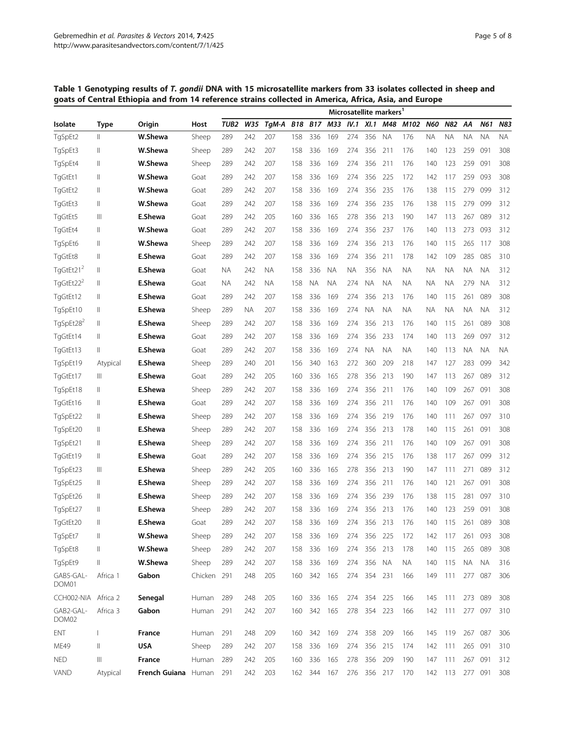**Table 1 Genotyping results of *T. gondii* DNA with 15 microsatellite markers from 33 isolates collected in sheep and goats of Central Ethiopia and from 14 reference strains collected in America, Africa, Asia, and Europe**

| Isolate | Type | Origin | Host | Microsatellite markers[1] | | | | | | | | | | | | | | |
|---|---|---|---|---|---|---|---|---|---|---|---|---|---|---|---|---|---|---|
| | | | | *TUB2* | *W35* | *TgM-A* | *B18* | *B17* | *M33* | *IV.1* | *XI.1* | *M48* | *M102* | *N60* | *N82* | *AA* | *N61* | *N83* |
| TgSpEt2 | II | **W.Shewa** | Sheep | 289 | 242 | 207 | 158 | 336 | 169 | 274 | 356 | NA | 176 | NA | NA | NA | NA | NA |
| TgSpEt3 | II | **W.Shewa** | Sheep | 289 | 242 | 207 | 158 | 336 | 169 | 274 | 356 | 211 | 176 | 140 | 123 | 259 | 091 | 308 |
| TgSpEt4 | II | **W.Shewa** | Sheep | 289 | 242 | 207 | 158 | 336 | 169 | 274 | 356 | 211 | 176 | 140 | 123 | 259 | 091 | 308 |
| TgGtEt1 | II | **W.Shewa** | Goat | 289 | 242 | 207 | 158 | 336 | 169 | 274 | 356 | 225 | 172 | 142 | 117 | 259 | 093 | 308 |
| TgGtEt2 | II | **W.Shewa** | Goat | 289 | 242 | 207 | 158 | 336 | 169 | 274 | 356 | 235 | 176 | 138 | 115 | 279 | 099 | 312 |
| TgGtEt3 | II | **W.Shewa** | Goat | 289 | 242 | 207 | 158 | 336 | 169 | 274 | 356 | 235 | 176 | 138 | 115 | 279 | 099 | 312 |
| TgGtEt5 | III | **E.Shewa** | Goat | 289 | 242 | 205 | 160 | 336 | 165 | 278 | 356 | 213 | 190 | 147 | 113 | 267 | 089 | 312 |
| TgGtEt4 | II | **W.Shewa** | Goat | 289 | 242 | 207 | 158 | 336 | 169 | 274 | 356 | 237 | 176 | 140 | 113 | 273 | 093 | 312 |
| TgSpEt6 | II | **W.Shewa** | Sheep | 289 | 242 | 207 | 158 | 336 | 169 | 274 | 356 | 213 | 176 | 140 | 115 | 265 | 117 | 308 |
| TgGtEt8 | II | **E.Shewa** | Goat | 289 | 242 | 207 | 158 | 336 | 169 | 274 | 356 | 211 | 178 | 142 | 109 | 285 | 085 | 310 |
| TgGtEt21[2] | II | **E.Shewa** | Goat | NA | 242 | NA | 158 | 336 | NA | NA | 356 | NA | NA | NA | NA | NA | NA | 312 |
| TgGtEt22[2] | II | **E.Shewa** | Goat | NA | 242 | NA | 158 | NA | NA | 274 | NA | NA | NA | NA | NA | 279 | NA | 312 |
| TgGtEt12 | II | **E.Shewa** | Goat | 289 | 242 | 207 | 158 | 336 | 169 | 274 | 356 | 213 | 176 | 140 | 115 | 261 | 089 | 308 |
| TgSpEt10 | II | **E.Shewa** | Sheep | 289 | NA | 207 | 158 | 336 | 169 | 274 | NA | NA | NA | NA | NA | NA | NA | 312 |
| TgSpEt28[2] | II | **E.Shewa** | Sheep | 289 | 242 | 207 | 158 | 336 | 169 | 274 | 356 | 213 | 176 | 140 | 115 | 261 | 089 | 308 |
| TgGtEt14 | II | **E.Shewa** | Goat | 289 | 242 | 207 | 158 | 336 | 169 | 274 | 356 | 233 | 174 | 140 | 113 | 269 | 097 | 312 |
| TgGtEt13 | II | **E.Shewa** | Goat | 289 | 242 | 207 | 158 | 336 | 169 | 274 | NA | NA | NA | 140 | 113 | NA | NA | NA |
| TgSpEt19 | Atypical | **E.Shewa** | Sheep | 289 | 240 | 201 | 156 | 340 | 163 | 272 | 360 | 209 | 218 | 147 | 127 | 283 | 099 | 342 |
| TgGtEt17 | III | **E.Shewa** | Goat | 289 | 242 | 205 | 160 | 336 | 165 | 278 | 356 | 213 | 190 | 147 | 113 | 267 | 089 | 312 |
| TgSpEt18 | II | **E.Shewa** | Sheep | 289 | 242 | 207 | 158 | 336 | 169 | 274 | 356 | 211 | 176 | 140 | 109 | 267 | 091 | 308 |
| TgGtEt16 | II | **E.Shewa** | Goat | 289 | 242 | 207 | 158 | 336 | 169 | 274 | 356 | 211 | 176 | 140 | 109 | 267 | 091 | 308 |
| TgSpEt22 | II | **E.Shewa** | Sheep | 289 | 242 | 207 | 158 | 336 | 169 | 274 | 356 | 219 | 176 | 140 | 111 | 267 | 097 | 310 |
| TgSpEt20 | II | **E.Shewa** | Sheep | 289 | 242 | 207 | 158 | 336 | 169 | 274 | 356 | 213 | 178 | 140 | 115 | 261 | 091 | 308 |
| TgSpEt21 | II | **E.Shewa** | Sheep | 289 | 242 | 207 | 158 | 336 | 169 | 274 | 356 | 211 | 176 | 140 | 109 | 267 | 091 | 308 |
| TgGtEt19 | II | **E.Shewa** | Goat | 289 | 242 | 207 | 158 | 336 | 169 | 274 | 356 | 215 | 176 | 138 | 117 | 267 | 099 | 312 |
| TgSpEt23 | III | **E.Shewa** | Sheep | 289 | 242 | 205 | 160 | 336 | 165 | 278 | 356 | 213 | 190 | 147 | 111 | 271 | 089 | 312 |
| TgSpEt25 | II | **E.Shewa** | Sheep | 289 | 242 | 207 | 158 | 336 | 169 | 274 | 356 | 211 | 176 | 140 | 121 | 267 | 091 | 308 |
| TgSpEt26 | II | **E.Shewa** | Sheep | 289 | 242 | 207 | 158 | 336 | 169 | 274 | 356 | 239 | 176 | 138 | 115 | 281 | 097 | 310 |
| TgSpEt27 | II | **E.Shewa** | Sheep | 289 | 242 | 207 | 158 | 336 | 169 | 274 | 356 | 213 | 176 | 140 | 123 | 259 | 091 | 308 |
| TgGtEt20 | II | **E.Shewa** | Goat | 289 | 242 | 207 | 158 | 336 | 169 | 274 | 356 | 213 | 176 | 140 | 115 | 261 | 089 | 308 |
| TgSpEt7 | II | **W.Shewa** | Sheep | 289 | 242 | 207 | 158 | 336 | 169 | 274 | 356 | 225 | 172 | 142 | 117 | 261 | 093 | 308 |
| TgSpEt8 | II | **W.Shewa** | Sheep | 289 | 242 | 207 | 158 | 336 | 169 | 274 | 356 | 213 | 178 | 140 | 115 | 265 | 089 | 308 |
| TgSpEt9 | II | **W.Shewa** | Sheep | 289 | 242 | 207 | 158 | 336 | 169 | 274 | 356 | NA | NA | 140 | 115 | NA | NA | 316 |
| GAB5-GAL-DOM01 | Africa 1 | **Gabon** | Chicken | 291 | 248 | 205 | 160 | 342 | 165 | 274 | 354 | 231 | 166 | 149 | 111 | 277 | 087 | 306 |
| CCH002-NIA | Africa 2 | **Senegal** | Human | 289 | 248 | 205 | 160 | 336 | 165 | 274 | 354 | 225 | 166 | 145 | 111 | 273 | 089 | 308 |
| GAB2-GAL-DOM02 | Africa 3 | **Gabon** | Human | 291 | 242 | 207 | 160 | 342 | 165 | 278 | 354 | 223 | 166 | 142 | 111 | 277 | 097 | 310 |
| ENT | I | **France** | Human | 291 | 248 | 209 | 160 | 342 | 169 | 274 | 358 | 209 | 166 | 145 | 119 | 267 | 087 | 306 |
| ME49 | II | **USA** | Sheep | 289 | 242 | 207 | 158 | 336 | 169 | 274 | 356 | 215 | 174 | 142 | 111 | 265 | 091 | 310 |
| NED | III | **France** | Human | 289 | 242 | 205 | 160 | 336 | 165 | 278 | 356 | 209 | 190 | 147 | 111 | 267 | 091 | 312 |
| VAND | Atypical | **French Guiana** | Human | 291 | 242 | 203 | 162 | 344 | 167 | 276 | 356 | 217 | 170 | 142 | 113 | 277 | 091 | 308 |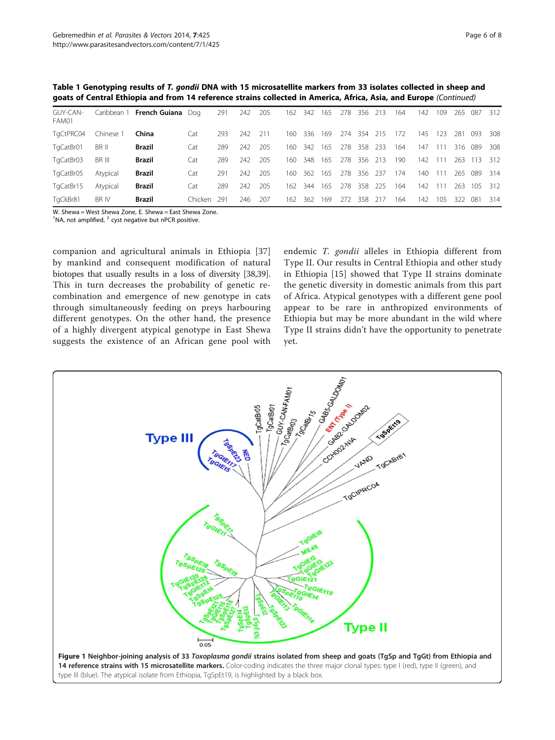**Table 1 Genotyping results of *T. gondii* DNA with 15 microsatellite markers from 33 isolates collected in sheep and goats of Central Ethiopia and from 14 reference strains collected in America, Africa, Asia, and Europe** *(Continued)*

| | | | | | | | | | | | | | | | | | | | |
|---|---|---|---|---|---|---|---|---|---|---|---|---|---|---|---|---|---|---|---|
| GUY-CAN-FAM01 | Caribbean 1 | **French Guiana** | Dog | 291 | 242 | 205 | 162 | 342 | 165 | 278 | 356 | 213 | 164 | 142 | 109 | 265 | 087 | 312 |
| TgCtPRC04 | Chinese 1 | **China** | Cat | 293 | 242 | 211 | 160 | 336 | 169 | 274 | 354 | 215 | 172 | 145 | 123 | 281 | 093 | 308 |
| TgCatBr01 | BR II | **Brazil** | Cat | 289 | 242 | 205 | 160 | 342 | 165 | 278 | 358 | 233 | 164 | 147 | 111 | 316 | 089 | 308 |
| TgCatBr03 | BR III | **Brazil** | Cat | 289 | 242 | 205 | 160 | 348 | 165 | 278 | 356 | 213 | 190 | 142 | 111 | 263 | 113 | 312 |
| TgCatBr05 | Atypical | **Brazil** | Cat | 291 | 242 | 205 | 160 | 362 | 165 | 278 | 356 | 237 | 174 | 140 | 111 | 265 | 089 | 314 |
| TgCatBr15 | Atypical | **Brazil** | Cat | 289 | 242 | 205 | 162 | 344 | 165 | 278 | 358 | 225 | 164 | 142 | 111 | 263 | 105 | 312 |
| TgCkBr81 | BR IV | **Brazil** | Chicken | 291 | 246 | 207 | 162 | 362 | 169 | 272 | 358 | 217 | 164 | 142 | 105 | 322 | 081 | 314 |

W. Shewa = West Shewa Zone, E. Shewa = East Shewa Zone.
[1]NA, not amplified, [2] cyst negative but nPCR positive.

companion and agricultural animals in Ethiopia [37] by mankind and consequent modification of natural biotopes that usually results in a loss of diversity [38,39]. This in turn decreases the probability of genetic recombination and emergence of new genotype in cats through simultaneously feeding on preys harbouring different genotypes. On the other hand, the presence of a highly divergent atypical genotype in East Shewa suggests the existence of an African gene pool with endemic *T. gondii* alleles in Ethiopia different from Type II. Our results in Central Ethiopia and other study in Ethiopia [15] showed that Type II strains dominate the genetic diversity in domestic animals from this part of Africa. Atypical genotypes with a different gene pool appear to be rare in anthropized environments of Ethiopia but may be more abundant in the wild where Type II strains didn't have the opportunity to penetrate yet.

**Figure 1 Neighbor-joining analysis of 33 *Toxoplasma gondii* strains isolated from sheep and goats (TgSp and TgGt) from Ethiopia and 14 reference strains with 15 microsatellite markers.** Color-coding indicates the three major clonal types: type I (red), type II (green), and type III (blue). The atypical isolate from Ethiopia, TgSpEt19, is highlighted by a black box.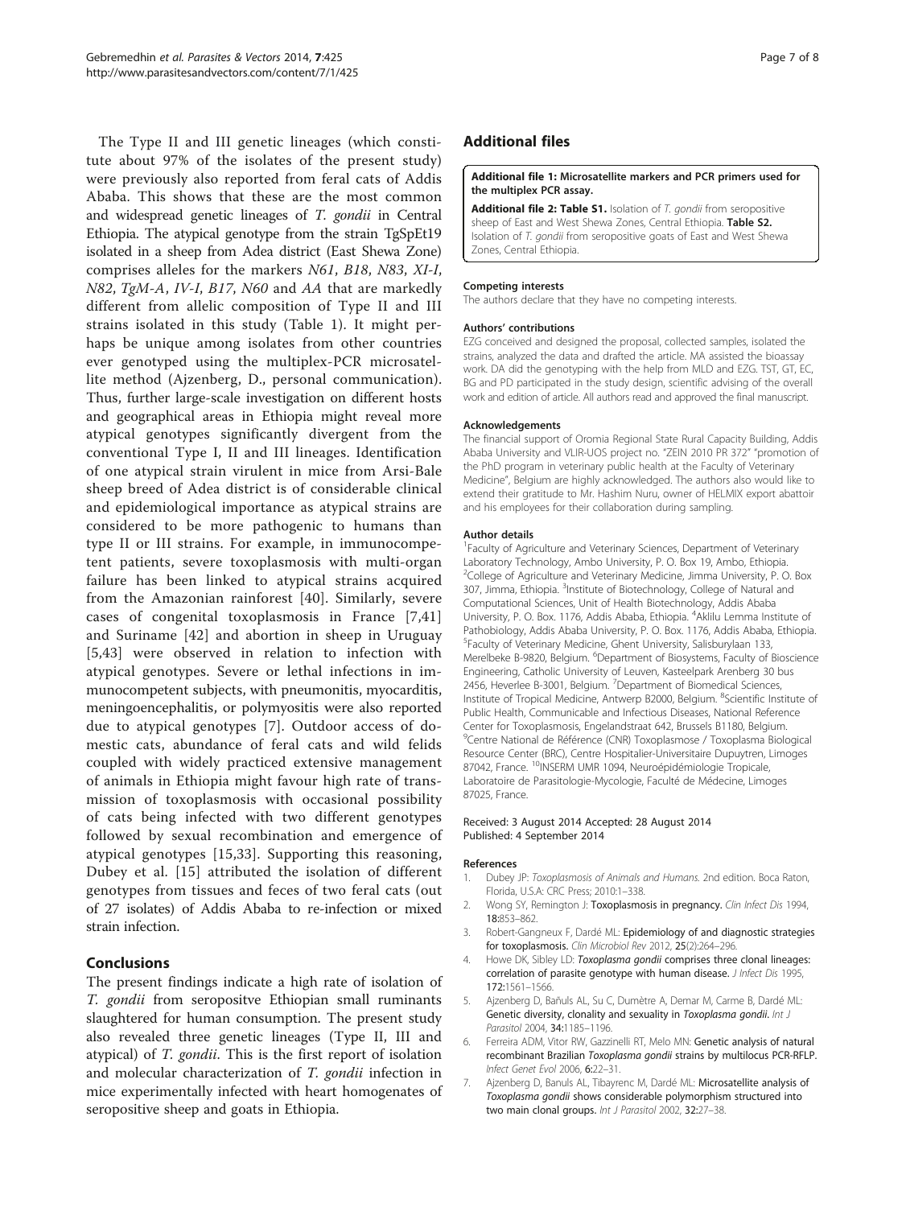The Type II and III genetic lineages (which constitute about 97% of the isolates of the present study) were previously also reported from feral cats of Addis Ababa. This shows that these are the most common and widespread genetic lineages of *T. gondii* in Central Ethiopia. The atypical genotype from the strain TgSpEt19 isolated in a sheep from Adea district (East Shewa Zone) comprises alleles for the markers *N61*, *B18*, *N83*, *XI-I*, *N82*, *TgM-A*, *IV-I*, *B17*, *N60* and *AA* that are markedly different from allelic composition of Type II and III strains isolated in this study (Table 1). It might perhaps be unique among isolates from other countries ever genotyped using the multiplex-PCR microsatellite method (Ajzenberg, D., personal communication). Thus, further large-scale investigation on different hosts and geographical areas in Ethiopia might reveal more atypical genotypes significantly divergent from the conventional Type I, II and III lineages. Identification of one atypical strain virulent in mice from Arsi-Bale sheep breed of Adea district is of considerable clinical and epidemiological importance as atypical strains are considered to be more pathogenic to humans than type II or III strains. For example, in immunocompetent patients, severe toxoplasmosis with multi-organ failure has been linked to atypical strains acquired from the Amazonian rainforest [40]. Similarly, severe cases of congenital toxoplasmosis in France [7,41] and Suriname [42] and abortion in sheep in Uruguay [5,43] were observed in relation to infection with atypical genotypes. Severe or lethal infections in immunocompetent subjects, with pneumonitis, myocarditis, meningoencephalitis, or polymyositis were also reported due to atypical genotypes [7]. Outdoor access of domestic cats, abundance of feral cats and wild felids coupled with widely practiced extensive management of animals in Ethiopia might favour high rate of transmission of toxoplasmosis with occasional possibility of cats being infected with two different genotypes followed by sexual recombination and emergence of atypical genotypes [15,33]. Supporting this reasoning, Dubey et al. [15] attributed the isolation of different genotypes from tissues and feces of two feral cats (out of 27 isolates) of Addis Ababa to re-infection or mixed strain infection.

## Conclusions

The present findings indicate a high rate of isolation of *T. gondii* from seropositve Ethiopian small ruminants slaughtered for human consumption. The present study also revealed three genetic lineages (Type II, III and atypical) of *T. gondii*. This is the first report of isolation and molecular characterization of *T. gondii* infection in mice experimentally infected with heart homogenates of seropositive sheep and goats in Ethiopia.

## Additional files

**Additional file 1: Microsatellite markers and PCR primers used for the multiplex PCR assay.**

**Additional file 2: Table S1.** Isolation of *T. gondii* from seropositive sheep of East and West Shewa Zones, Central Ethiopia. **Table S2.** Isolation of *T. gondii* from seropositive goats of East and West Shewa Zones, Central Ethiopia.

#### Competing interests

The authors declare that they have no competing interests.

#### Authors' contributions

EZG conceived and designed the proposal, collected samples, isolated the strains, analyzed the data and drafted the article. MA assisted the bioassay work. DA did the genotyping with the help from MLD and EZG. TST, GT, EC, BG and PD participated in the study design, scientific advising of the overall work and edition of article. All authors read and approved the final manuscript.

#### Acknowledgements

The financial support of Oromia Regional State Rural Capacity Building, Addis Ababa University and VLIR-UOS project no. "ZEIN 2010 PR 372" "promotion of the PhD program in veterinary public health at the Faculty of Veterinary Medicine", Belgium are highly acknowledged. The authors also would like to extend their gratitude to Mr. Hashim Nuru, owner of HELMIX export abattoir and his employees for their collaboration during sampling.

#### Author details

[1]Faculty of Agriculture and Veterinary Sciences, Department of Veterinary Laboratory Technology, Ambo University, P. O. Box 19, Ambo, Ethiopia. [2]College of Agriculture and Veterinary Medicine, Jimma University, P. O. Box 307, Jimma, Ethiopia. [3]Institute of Biotechnology, College of Natural and Computational Sciences, Unit of Health Biotechnology, Addis Ababa University, P. O. Box. 1176, Addis Ababa, Ethiopia. [4]Aklilu Lemma Institute of Pathobiology, Addis Ababa University, P. O. Box. 1176, Addis Ababa, Ethiopia. [5]Faculty of Veterinary Medicine, Ghent University, Salisburylaan 133, Merelbeke B-9820, Belgium. [6]Department of Biosystems, Faculty of Bioscience Engineering, Catholic University of Leuven, Kasteelpark Arenberg 30 bus 2456, Heverlee B-3001, Belgium. [7]Department of Biomedical Sciences, Institute of Tropical Medicine, Antwerp B2000, Belgium. [8]Scientific Institute of Public Health, Communicable and Infectious Diseases, National Reference Center for Toxoplasmosis, Engelandstraat 642, Brussels B1180, Belgium. [9]Centre National de Référence (CNR) Toxoplasmose / Toxoplasma Biological Resource Center (BRC), Centre Hospitalier-Universitaire Dupuytren, Limoges 87042, France. [10]INSERM UMR 1094, Neuroépidémiologie Tropicale, Laboratoire de Parasitologie-Mycologie, Faculté de Médecine, Limoges 87025, France.

Received: 3 August 2014 Accepted: 28 August 2014
Published: 4 September 2014

#### References

1. Dubey JP: *Toxoplasmosis of Animals and Humans.* 2nd edition. Boca Raton, Florida, U.S.A: CRC Press; 2010:1–338.
2. Wong SY, Remington J: **Toxoplasmosis in pregnancy.** *Clin Infect Dis* 1994, **18:**853–862.
3. Robert-Gangneux F, Dardé ML: **Epidemiology of and diagnostic strategies for toxoplasmosis.** *Clin Microbiol Rev* 2012, **25**(2):264–296.
4. Howe DK, Sibley LD: ***Toxoplasma gondii* comprises three clonal lineages: correlation of parasite genotype with human disease.** *J Infect Dis* 1995, **172:**1561–1566.
5. Ajzenberg D, Bañuls AL, Su C, Dumètre A, Demar M, Carme B, Dardé ML: **Genetic diversity, clonality and sexuality in *Toxoplasma gondii*.** *Int J Parasitol* 2004, **34:**1185–1196.
6. Ferreira ADM, Vitor RW, Gazzinelli RT, Melo MN: **Genetic analysis of natural recombinant Brazilian *Toxoplasma gondii* strains by multilocus PCR-RFLP.** *Infect Genet Evol* 2006, **6:**22–31.
7. Ajzenberg D, Banuls AL, Tibayrenc M, Dardé ML: **Microsatellite analysis of *Toxoplasma gondii* shows considerable polymorphism structured into two main clonal groups.** *Int J Parasitol* 2002, **32:**27–38.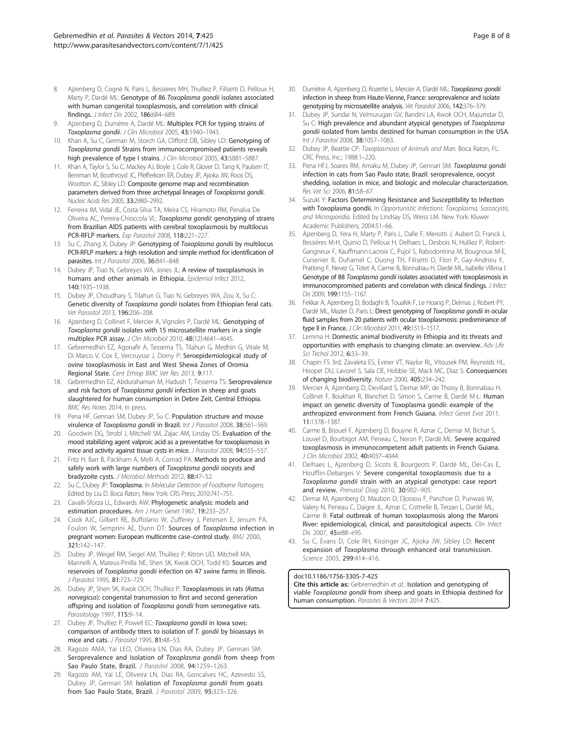8. Ajzenberg D, Cogné N, Paris L, Bessieres MH, Thulliez P, Filisetti D, Pelloux H, Marty P, Dardé ML: **Genotype of 86 *Toxoplasma gondii* isolates associated with human congenital toxoplasmosis, and correlation with clinical findings.** *J Infect Dis* 2002, 186:684–689.
9. Ajzenberg D, Dumètre A, Dardé ML: **Multiplex PCR for typing strains of *Toxoplasma gondii*.** *J Clin Microbiol* 2005, 43:1940–1943.
10. Khan A, Su C, German M, Storch GA, Clifford DB, Sibley LD: **Genotyping of *Toxoplasma gondii* Strains from immunocompromised patients reveals high prevalence of type I strains.** *J Clin Microbiol* 2005, 43:5881–5887.
11. Khan A, Taylor S, Su C, Mackey AJ, Boyle J, Cole R, Glover D, Tang K, Paulsen IT, Berriman M, Boothroyd JC, Pfefferkorn ER, Dubey JP, Ajioka JW, Roos DS, Wootton JC, Sibley LD: **Composite genome map and recombination parameters derived from three archetypal lineages of *Toxoplasma gondii*.** *Nucleic Acids Res* 2005, 33:2980–2992.
12. Ferreira IM, Vidal JE, Costa-Silva TA, Meira CS, Hiramoto RM, Penalva De Oliveira AC, Pereira-Chioccola VL: ***Toxoplasma gondii*: genotyping of strains from Brazilian AIDS patients with cerebral toxoplasmosis by multilocus PCR-RFLP markers.** *Exp Parasitol* 2008, 118:221–227.
13. Su C, Zhang X, Dubey JP: **Genotyping of *Toxoplasma gondii* by multilocus PCR-RFLP markers: a high resolution and simple method for identification of parasites.** *Int J Parasitol* 2006, 36:841–848.
14. Dubey JP, Tiao N, Gebreyes WA, Jones JL: **A review of toxoplasmosis in humans and other animals in Ethiopia.** *Epidemiol Infect* 2012, 140:1935–1938.
15. Dubey JP, Choudhary S, Tilahun G, Tiao N, Gebreyes WA, Zou X, Su C: **Genetic diversity of *Toxoplasma gondii* isolates from Ethiopian feral cats.** *Vet Parasitol* 2013, 196:206–208.
16. Ajzenberg D, Collinet F, Mercier A, Vignoles P, Dardé ML: **Genotyping of *Toxoplasma gondii* isolates with 15 microsatellite markers in a single multiplex PCR assay.** *J Clin Microbiol* 2010, 48(12):4641–4645.
17. Gebremedhin EZ, Agonafir A, Tessema TS, Tilahun G, Medhin G, Vitale M, Di Marco V, Cox E, Vercruysse J, Dorny P: **Seroepidemiological study of ovine toxoplasmosis in East and West Shewa Zones of Oromia Regional State.** *Cent Ethiop BMC Vet Res* 2013, 9:117.
18. Gebremedhin EZ, Abdurahaman M, Hadush T, Tessema TS: **Seroprevalence and risk factors of *Toxoplasma gondii* infection in sheep and goats slaughtered for human consumption in Debre Zeit, Central Ethiopia.** *BMC Res Notes* 2014, in press.
19. Pena HF, Gennari SM, Dubey JP, Su C: **Population structure and mouse virulence of *Toxoplasma gondii* in Brazil.** *Int J Parasitol* 2008, 38:561–569.
20. Goodwin DG, Strobl J, Mitchell SM, Zajac AM, Linday DS: **Evaluation of the mood stabilizing agent valproic acid as a preventative for toxoplasmosis in mice and activity against tissue cysts in mice.** *J Parasitol* 2008, 94:555–557.
21. Fritz H, Barr B, Packham A, Melli A, Conrad PA: **Methods to produce and safely work with large numbers of *Toxoplasma gondii* oocysts and bradyzoite cysts.** *J Microbiol Methods* 2012, 88:47–52.
22. Su C, Dubey JP: **Toxoplasma.** In *Molecular Detection of Foodborne Pathogens.* Edited by Liu D. Boca Raton, New York: CRS Press; 2010:741–751.
23. Cavalli-Sforza LL, Edwards AW: **Phylogenetic analysis: models and estimation procedures.** *Am J Hum Genet* 1967, 19:233–257.
24. Cook AJC, Gilbert RE, Buffolano W, Zufferey J, Petersen E, Jenum PA, Foulon W, Semprini AE, Dunn DT: **Sources of *Toxoplasma* infection in pregnant women: European multicentre case–control study.** *BMJ* 2000, 321:142–147.
25. Dubey JP, Weigel RM, Siegel AM, Thulliez P, Kitron UD, Mitchell MA, Mannelli A, Mateus-Pinilla NE, Shen SK, Kwok OCH, Todd KS: **Sources and reservoirs of *Toxoplasma gondii* infection on 47 swine farms in Illinois.** *J Parasitol* 1995, 81:723–729.
26. Dubey JP, Shen SK, Kwok OCH, Thulliez P: **Toxoplasmosis in rats (*Rattus norvegicus*): congenital transmission to first and second generation offspring and isolation of *Toxoplasma gondii* from seronegative rats.** *Parasitology* 1997, 115:9–14.
27. Dubey JP, Thulliez P, Powell EC: ***Toxoplasma gondii* in Iowa sows: comparison of antibody titers to isolation of *T. gondii* by bioassays in mice and cats.** *J Parasitol* 1995, 81:48–53.
28. Ragozo AMA, Yai LEO, Oliveira LN, Dias RA, Dubey JP, Gennari SM: **Seroprevalence and isolation of *Toxoplasma gondii* from sheep from Sao Paulo State, Brazil.** *J Parasitol* 2008, 94:1259–1263.
29. Ragozo AM, Yai LE, Oliveira LN, Dias RA, Goncalves HC, Azevedo SS, Dubey JP, Gennari SM: **Isolation of *Toxoplasma gondii* from goats from Sao Paulo State, Brazil.** *J Parasitol* 2009, 95:323–326.
30. Dumètre A, Ajzenberg D, Rozette L, Mercier A, Dardé ML: ***Toxoplasma gondii* infection in sheep from Haute-Vienne, France: seroprevalence and isolate genotyping by microsatellite analysis.** *Vet Parasitol* 2006, 142:376–379.
31. Dubey JP, Sundar N, Velmurugan GV, Bandini LA, Kwok OCH, Majumdar D, Su C: **High prevalence and abundant atypical genotypes of *Toxoplasma gondii* isolated from lambs destined for human consumption in the USA.** *Int J Parasitol* 2008, 38:1057–1063.
32. Dubey JP, Beattie CP: *Toxoplasmosis of Animals and Man.* Boca Raton, FL: CRC Press, Inc.; 1988:1–220.
33. Pena HFJ, Soares RM, Amaku M, Dubey JP, Gennari SM: ***Toxoplasma gondii* infection in cats from Sao Paulo state, Brazil: seroprevalence, oocyst shedding, isolation in mice, and biologic and molecular characterization.** *Res Vet Sci* 2006, 81:58–67.
34. Suzuki Y: **Factors Determining Resistance and Susceptibility to Infection with Toxoplasma gondii.** In *Opportunistic Infections: Toxoplasma, Sarcocystis, and Microsporidia.* Edited by Lindsay DS, Weiss LM. New York: Kluwer Academic Publishers; 2004:51–66.
35. Ajzenberg D, Yera H, Marty P, Paris L, Dalle F, Menotti J, Aubert D, Franck J, Bessières M-H, Quinio D, Pelloux H, Delhaes L, Desbois N, Hulliez P, Robert-Gangneux F, Kauffmann-Lacroix C, Pujol S, Rabodonirina M, Bougnoux M-E, Cuisenier B, Duhamel C, Duong TH, Filisetti D, Flori P, Gay-Andrieu F, Pratlong F, Nevez G, Totet A, Carme B, Bonnabau H, Dardé ML, Isabelle Villena I: **Genotype of 88 *Toxoplasma gondii* isolates associated with toxoplasmosis in immunocompromised patients and correlation with clinical findings.** *J Infect Dis* 2009, 199:1155–1167.
36. Fekkar A, Ajzenberg D, Bodaghi B, Touafek F, Le Hoang P, Delmas J, Robert PY, Dardé ML, Mazier D, Paris L: **Direct genotyping of *Toxoplasma gondii* in ocular fluid samples from 20 patients with ocular toxoplasmosis: predominance of type II in France.** *J Clin Microbiol* 2011, 49:1513–1517.
37. Lemma H: **Domestic animal biodiversity in Ethiopia and its threats and opportunities with emphasis to changing climate: an overview.** *Adv Life Sci Techol* 2012, 6:33–39.
38. Chapin FS 3rd, Zavaleta ES, Eviner VT, Naylor RL, Vitousek PM, Reynolds HL, Hooper DU, Lavorel S, Sala OE, Hobbie SE, Mack MC, Diaz S: **Consequences of changing biodiversity.** *Nature* 2000, 405:234–242.
39. Mercier A, Ajzenberg D, Devillard S, Demar MP, de Thoisy B, Bonnabau H, Collinet F, Boukhari R, Blanchet D, Simon S, Carme B, Dardé M-L: **Human impact on genetic diversity of Toxoplasma gondii: example of the anthropized environment from French Guiana.** *Infect Genet Evol* 2011, 11:1378–1387.
40. Carme B, Bissuel F, Ajzenberg D, Bouyne R, Aznar C, Demar M, Bichat S, Louvel D, Bourbigot AM, Peneau C, Neron P, Dardé ML: **Severe acquired toxoplasmosis in immunocompetent adult patients in French Guiana.** *J Clin Microbiol* 2002, 40:4037–4044.
41. Delhaes L, Ajzenberg D, Sicots B, Bourgeots P, Dardé ML, Dei-Cas E, Houfflin-Debarges V: **Severe congenital toxoplasmosis due to a *Toxoplasma gondii* strain with an atypical genotype: case report and review.** *Prenatal Diag* 2010, 30:902–905.
42. Demar M, Ajzenberg D, Maubon D, Djossou F, Panchoe D, Punwasi W, Valery N, Peneau C, Daigre JL, Aznar C, Cottrelle B, Terzan L, Dardé ML, Carme B: **Fatal outbreak of human toxoplasmosis along the Maroni River: epidemiological, clinical, and parasitological aspects.** *Clin Infect Dis* 2007, 45:e88–e95.
43. Su C, Evans D, Cole RH, Kissinger JC, Ajioka JW, Sibley LD: **Recent expansion of *Toxoplasma* through enhanced oral transmission.** *Science* 2003, 299:414–416.

doi:10.1186/1756-3305-7-425

**Cite this article as:** Gebremedhin *et al.*: Isolation and genotyping of viable *Toxoplasma gondii* from sheep and goats in Ethiopia destined for human consumption. *Parasites & Vectors* 2014 7:425.